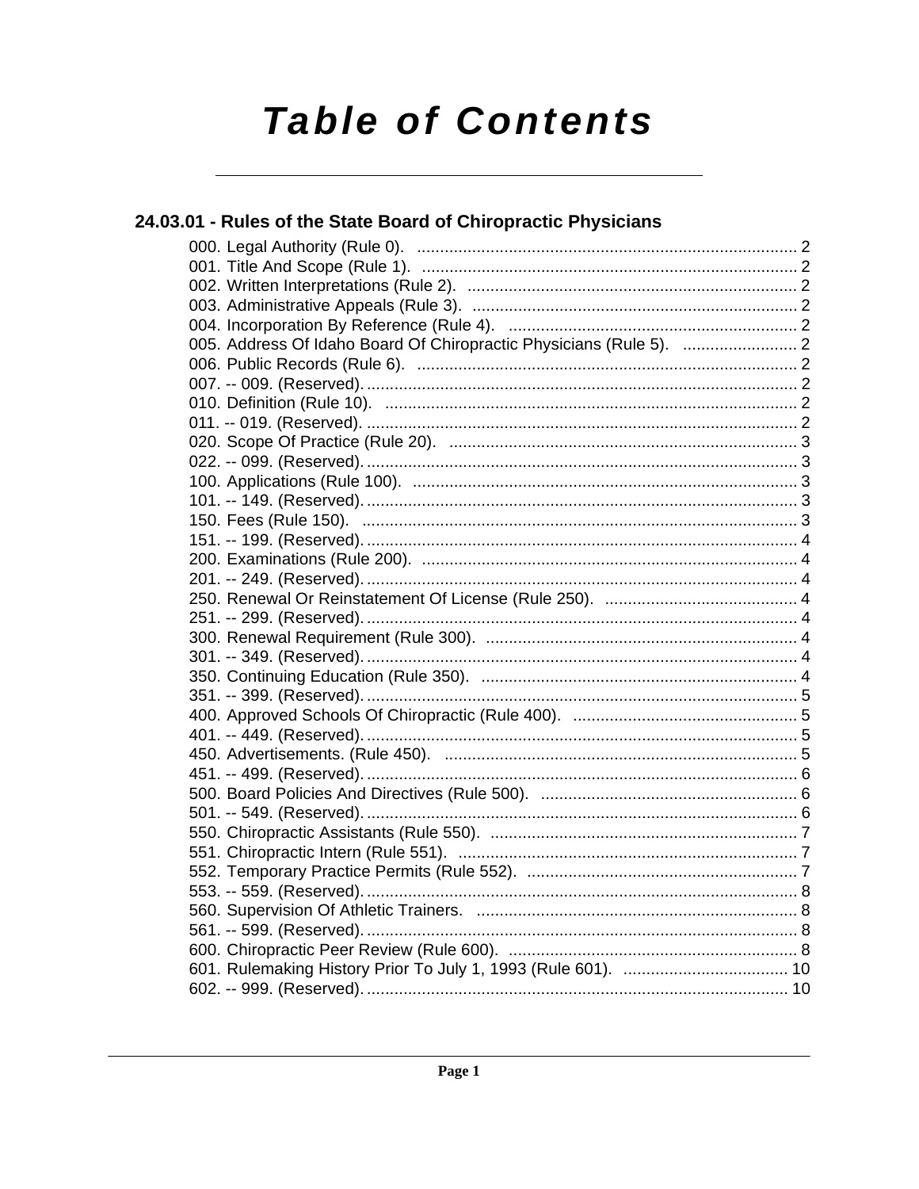# Table of Contents

## 24.03.01 - Rules of the State Board of Chiropractic Physicians

000. Legal Authority (Rule 0). .......... 2
001. Title And Scope (Rule 1). .......... 2
002. Written Interpretations (Rule 2). .......... 2
003. Administrative Appeals (Rule 3). .......... 2
004. Incorporation By Reference (Rule 4). .......... 2
005. Address Of Idaho Board Of Chiropractic Physicians (Rule 5). .......... 2
006. Public Records (Rule 6). .......... 2
007. -- 009. (Reserved). .......... 2
010. Definition (Rule 10). .......... 2
011. -- 019. (Reserved). .......... 2
020. Scope Of Practice (Rule 20). .......... 3
022. -- 099. (Reserved). .......... 3
100. Applications (Rule 100). .......... 3
101. -- 149. (Reserved). .......... 3
150. Fees (Rule 150). .......... 3
151. -- 199. (Reserved). .......... 4
200. Examinations (Rule 200). .......... 4
201. -- 249. (Reserved). .......... 4
250. Renewal Or Reinstatement Of License (Rule 250). .......... 4
251. -- 299. (Reserved). .......... 4
300. Renewal Requirement (Rule 300). .......... 4
301. -- 349. (Reserved). .......... 4
350. Continuing Education (Rule 350). .......... 4
351. -- 399. (Reserved). .......... 5
400. Approved Schools Of Chiropractic (Rule 400). .......... 5
401. -- 449. (Reserved). .......... 5
450. Advertisements. (Rule 450). .......... 5
451. -- 499. (Reserved). .......... 6
500. Board Policies And Directives (Rule 500). .......... 6
501. -- 549. (Reserved). .......... 6
550. Chiropractic Assistants (Rule 550). .......... 7
551. Chiropractic Intern (Rule 551). .......... 7
552. Temporary Practice Permits (Rule 552). .......... 7
553. -- 559. (Reserved). .......... 8
560. Supervision Of Athletic Trainers. .......... 8
561. -- 599. (Reserved). .......... 8
600. Chiropractic Peer Review (Rule 600). .......... 8
601. Rulemaking History Prior To July 1, 1993 (Rule 601). .......... 10
602. -- 999. (Reserved). .......... 10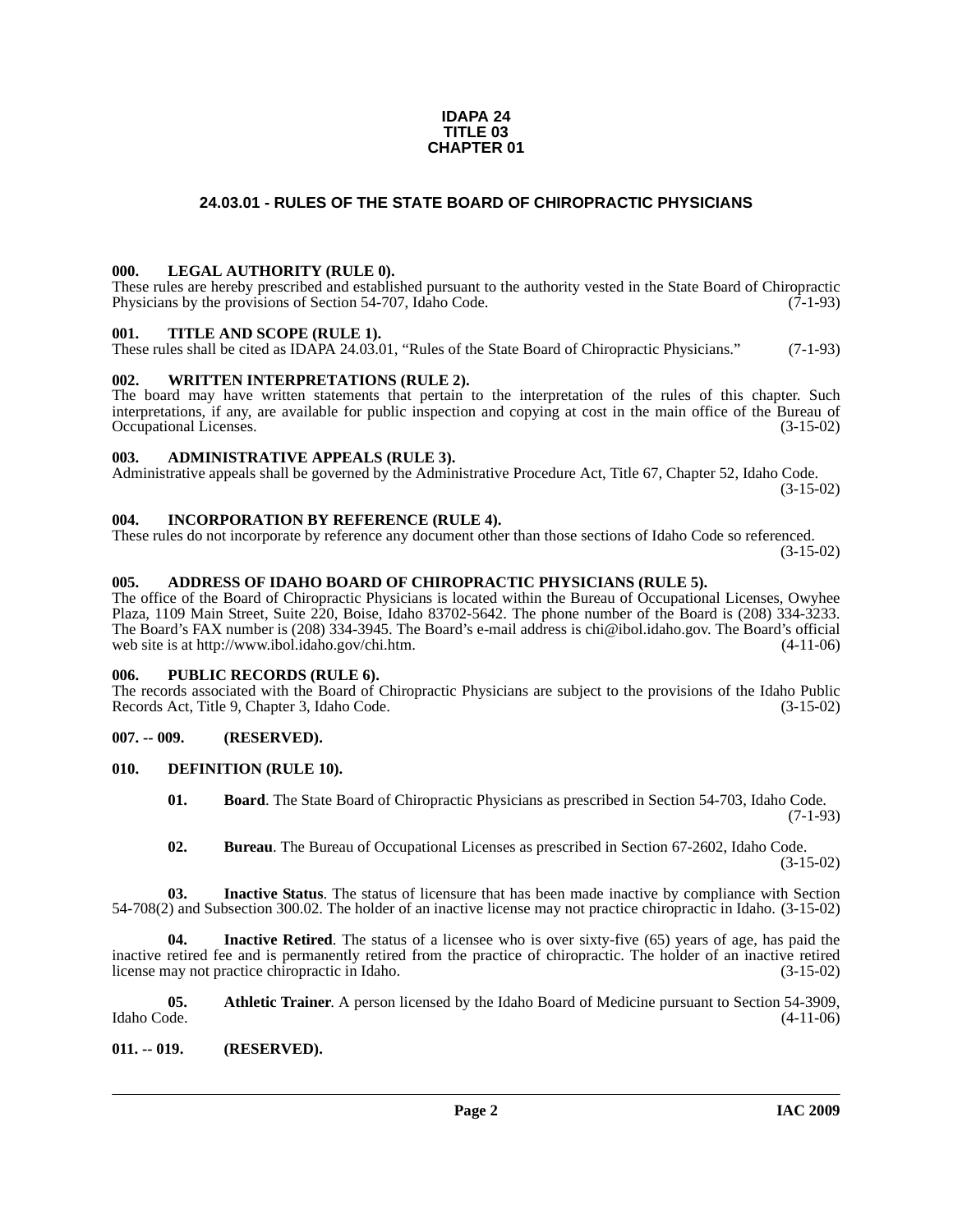**IDAPA 24**
**TITLE 03**
**CHAPTER 01**

# 24.03.01 - RULES OF THE STATE BOARD OF CHIROPRACTIC PHYSICIANS

## 000. LEGAL AUTHORITY (RULE 0).

These rules are hereby prescribed and established pursuant to the authority vested in the State Board of Chiropractic Physicians by the provisions of Section 54-707, Idaho Code. (7-1-93)

## 001. TITLE AND SCOPE (RULE 1).

These rules shall be cited as IDAPA 24.03.01, "Rules of the State Board of Chiropractic Physicians." (7-1-93)

## 002. WRITTEN INTERPRETATIONS (RULE 2).

The board may have written statements that pertain to the interpretation of the rules of this chapter. Such interpretations, if any, are available for public inspection and copying at cost in the main office of the Bureau of Occupational Licenses. (3-15-02)

## 003. ADMINISTRATIVE APPEALS (RULE 3).

Administrative appeals shall be governed by the Administrative Procedure Act, Title 67, Chapter 52, Idaho Code. (3-15-02)

## 004. INCORPORATION BY REFERENCE (RULE 4).

These rules do not incorporate by reference any document other than those sections of Idaho Code so referenced. (3-15-02)

## 005. ADDRESS OF IDAHO BOARD OF CHIROPRACTIC PHYSICIANS (RULE 5).

The office of the Board of Chiropractic Physicians is located within the Bureau of Occupational Licenses, Owyhee Plaza, 1109 Main Street, Suite 220, Boise, Idaho 83702-5642. The phone number of the Board is (208) 334-3233. The Board's FAX number is (208) 334-3945. The Board's e-mail address is chi@ibol.idaho.gov. The Board's official web site is at http://www.ibol.idaho.gov/chi.htm. (4-11-06)

## 006. PUBLIC RECORDS (RULE 6).

The records associated with the Board of Chiropractic Physicians are subject to the provisions of the Idaho Public Records Act, Title 9, Chapter 3, Idaho Code. (3-15-02)

## 007. -- 009. (RESERVED).

## 010. DEFINITION (RULE 10).

**01. Board**. The State Board of Chiropractic Physicians as prescribed in Section 54-703, Idaho Code. (7-1-93)

**02. Bureau**. The Bureau of Occupational Licenses as prescribed in Section 67-2602, Idaho Code. (3-15-02)

**03. Inactive Status**. The status of licensure that has been made inactive by compliance with Section 54-708(2) and Subsection 300.02. The holder of an inactive license may not practice chiropractic in Idaho. (3-15-02)

**04. Inactive Retired**. The status of a licensee who is over sixty-five (65) years of age, has paid the inactive retired fee and is permanently retired from the practice of chiropractic. The holder of an inactive retired license may not practice chiropractic in Idaho. (3-15-02)

**05. Athletic Trainer**. A person licensed by the Idaho Board of Medicine pursuant to Section 54-3909, Idaho Code. (4-11-06)

## 011. -- 019. (RESERVED).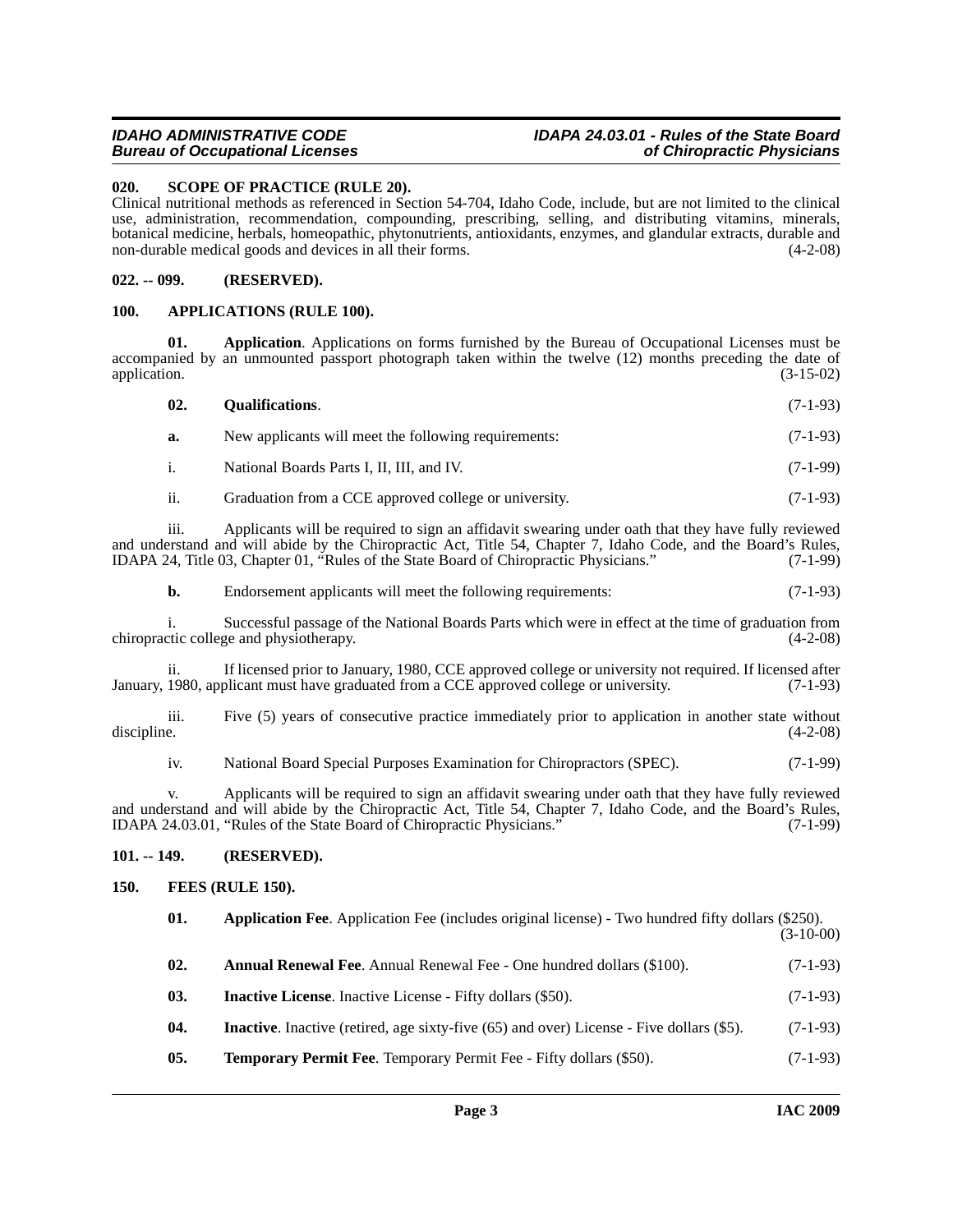## 020. SCOPE OF PRACTICE (RULE 20).

Clinical nutritional methods as referenced in Section 54-704, Idaho Code, include, but are not limited to the clinical use, administration, recommendation, compounding, prescribing, selling, and distributing vitamins, minerals, botanical medicine, herbals, homeopathic, phytonutrients, antioxidants, enzymes, and glandular extracts, durable and non-durable medical goods and devices in all their forms. (4-2-08)

## 022. -- 099. (RESERVED).

## 100. APPLICATIONS (RULE 100).

**01. Application**. Applications on forms furnished by the Bureau of Occupational Licenses must be accompanied by an unmounted passport photograph taken within the twelve (12) months preceding the date of application. (3-15-02)

**02. Qualifications**. (7-1-93)

**a.** New applicants will meet the following requirements: (7-1-93)

i. National Boards Parts I, II, III, and IV. (7-1-99)

ii. Graduation from a CCE approved college or university. (7-1-93)

iii. Applicants will be required to sign an affidavit swearing under oath that they have fully reviewed and understand and will abide by the Chiropractic Act, Title 54, Chapter 7, Idaho Code, and the Board's Rules, IDAPA 24, Title 03, Chapter 01, "Rules of the State Board of Chiropractic Physicians." (7-1-99)

**b.** Endorsement applicants will meet the following requirements: (7-1-93)

i. Successful passage of the National Boards Parts which were in effect at the time of graduation from chiropractic college and physiotherapy. (4-2-08)

ii. If licensed prior to January, 1980, CCE approved college or university not required. If licensed after January, 1980, applicant must have graduated from a CCE approved college or university. (7-1-93)

iii. Five (5) years of consecutive practice immediately prior to application in another state without discipline. (4-2-08)

iv. National Board Special Purposes Examination for Chiropractors (SPEC). (7-1-99)

v. Applicants will be required to sign an affidavit swearing under oath that they have fully reviewed and understand and will abide by the Chiropractic Act, Title 54, Chapter 7, Idaho Code, and the Board's Rules, IDAPA 24.03.01, "Rules of the State Board of Chiropractic Physicians." (7-1-99)

## 101. -- 149. (RESERVED).

## 150. FEES (RULE 150).

**01. Application Fee**. Application Fee (includes original license) - Two hundred fifty dollars ($250). (3-10-00)

**02. Annual Renewal Fee**. Annual Renewal Fee - One hundred dollars ($100). (7-1-93)

**03. Inactive License**. Inactive License - Fifty dollars ($50). (7-1-93)

**04. Inactive**. Inactive (retired, age sixty-five (65) and over) License - Five dollars ($5). (7-1-93)

**05. Temporary Permit Fee**. Temporary Permit Fee - Fifty dollars ($50). (7-1-93)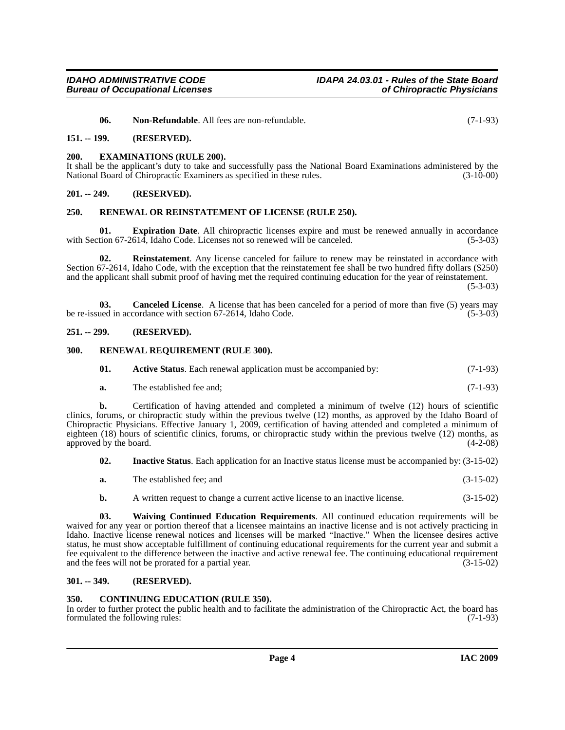**06.** **Non-Refundable**. All fees are non-refundable. (7-1-93)

## 151. -- 199. (RESERVED).

## 200. EXAMINATIONS (RULE 200).

It shall be the applicant's duty to take and successfully pass the National Board Examinations administered by the National Board of Chiropractic Examiners as specified in these rules. (3-10-00)

## 201. -- 249. (RESERVED).

## 250. RENEWAL OR REINSTATEMENT OF LICENSE (RULE 250).

**01.** **Expiration Date**. All chiropractic licenses expire and must be renewed annually in accordance with Section 67-2614, Idaho Code. Licenses not so renewed will be canceled. (5-3-03)

**02.** **Reinstatement**. Any license canceled for failure to renew may be reinstated in accordance with Section 67-2614, Idaho Code, with the exception that the reinstatement fee shall be two hundred fifty dollars ($250) and the applicant shall submit proof of having met the required continuing education for the year of reinstatement. (5-3-03)

**03.** **Canceled License**. A license that has been canceled for a period of more than five (5) years may be re-issued in accordance with section 67-2614, Idaho Code. (5-3-03)

## 251. -- 299. (RESERVED).

## 300. RENEWAL REQUIREMENT (RULE 300).

**01.** **Active Status**. Each renewal application must be accompanied by: (7-1-93)

**a.** The established fee and; (7-1-93)

**b.** Certification of having attended and completed a minimum of twelve (12) hours of scientific clinics, forums, or chiropractic study within the previous twelve (12) months, as approved by the Idaho Board of Chiropractic Physicians. Effective January 1, 2009, certification of having attended and completed a minimum of eighteen (18) hours of scientific clinics, forums, or chiropractic study within the previous twelve (12) months, as approved by the board. (4-2-08)

**02.** **Inactive Status**. Each application for an Inactive status license must be accompanied by: (3-15-02)

**a.** The established fee; and (3-15-02)

**b.** A written request to change a current active license to an inactive license. (3-15-02)

**03.** **Waiving Continued Education Requirements**. All continued education requirements will be waived for any year or portion thereof that a licensee maintains an inactive license and is not actively practicing in Idaho. Inactive license renewal notices and licenses will be marked "Inactive." When the licensee desires active status, he must show acceptable fulfillment of continuing educational requirements for the current year and submit a fee equivalent to the difference between the inactive and active renewal fee. The continuing educational requirement and the fees will not be prorated for a partial year. (3-15-02)

## 301. -- 349. (RESERVED).

## 350. CONTINUING EDUCATION (RULE 350).

In order to further protect the public health and to facilitate the administration of the Chiropractic Act, the board has formulated the following rules: (7-1-93)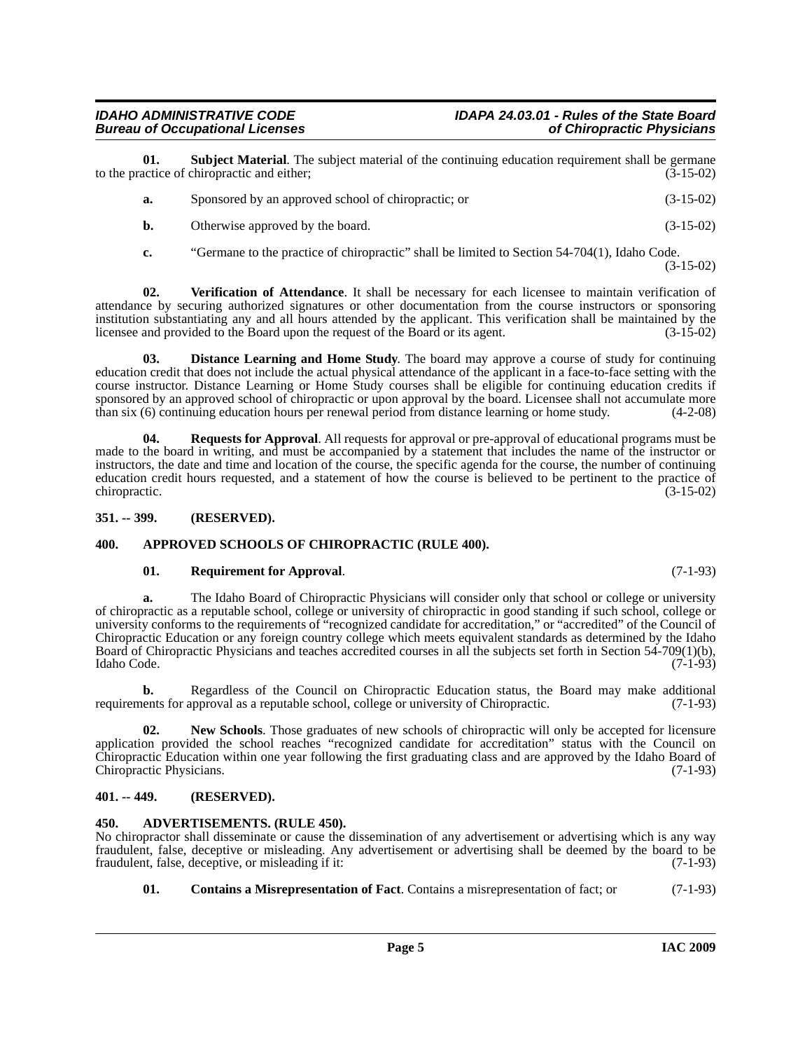**01. Subject Material**. The subject material of the continuing education requirement shall be germane to the practice of chiropractic and either; (3-15-02)

**a.** Sponsored by an approved school of chiropractic; or (3-15-02)

**b.** Otherwise approved by the board. (3-15-02)

**c.** "Germane to the practice of chiropractic" shall be limited to Section 54-704(1), Idaho Code. (3-15-02)

**02. Verification of Attendance**. It shall be necessary for each licensee to maintain verification of attendance by securing authorized signatures or other documentation from the course instructors or sponsoring institution substantiating any and all hours attended by the applicant. This verification shall be maintained by the licensee and provided to the Board upon the request of the Board or its agent. (3-15-02)

**03. Distance Learning and Home Study**. The board may approve a course of study for continuing education credit that does not include the actual physical attendance of the applicant in a face-to-face setting with the course instructor. Distance Learning or Home Study courses shall be eligible for continuing education credits if sponsored by an approved school of chiropractic or upon approval by the board. Licensee shall not accumulate more than six (6) continuing education hours per renewal period from distance learning or home study. (4-2-08)

**04. Requests for Approval**. All requests for approval or pre-approval of educational programs must be made to the board in writing, and must be accompanied by a statement that includes the name of the instructor or instructors, the date and time and location of the course, the specific agenda for the course, the number of continuing education credit hours requested, and a statement of how the course is believed to be pertinent to the practice of chiropractic. (3-15-02)

## 351. -- 399. (RESERVED).

## 400. APPROVED SCHOOLS OF CHIROPRACTIC (RULE 400).

**01. Requirement for Approval**. (7-1-93)

**a.** The Idaho Board of Chiropractic Physicians will consider only that school or college or university of chiropractic as a reputable school, college or university of chiropractic in good standing if such school, college or university conforms to the requirements of "recognized candidate for accreditation," or "accredited" of the Council of Chiropractic Education or any foreign country college which meets equivalent standards as determined by the Idaho Board of Chiropractic Physicians and teaches accredited courses in all the subjects set forth in Section 54-709(1)(b), Idaho Code. (7-1-93)

**b.** Regardless of the Council on Chiropractic Education status, the Board may make additional requirements for approval as a reputable school, college or university of Chiropractic. (7-1-93)

**02. New Schools**. Those graduates of new schools of chiropractic will only be accepted for licensure application provided the school reaches "recognized candidate for accreditation" status with the Council on Chiropractic Education within one year following the first graduating class and are approved by the Idaho Board of Chiropractic Physicians. (7-1-93)

## 401. -- 449. (RESERVED).

## 450. ADVERTISEMENTS. (RULE 450).

No chiropractor shall disseminate or cause the dissemination of any advertisement or advertising which is any way fraudulent, false, deceptive or misleading. Any advertisement or advertising shall be deemed by the board to be fraudulent, false, deceptive, or misleading if it: (7-1-93)

**01. Contains a Misrepresentation of Fact**. Contains a misrepresentation of fact; or (7-1-93)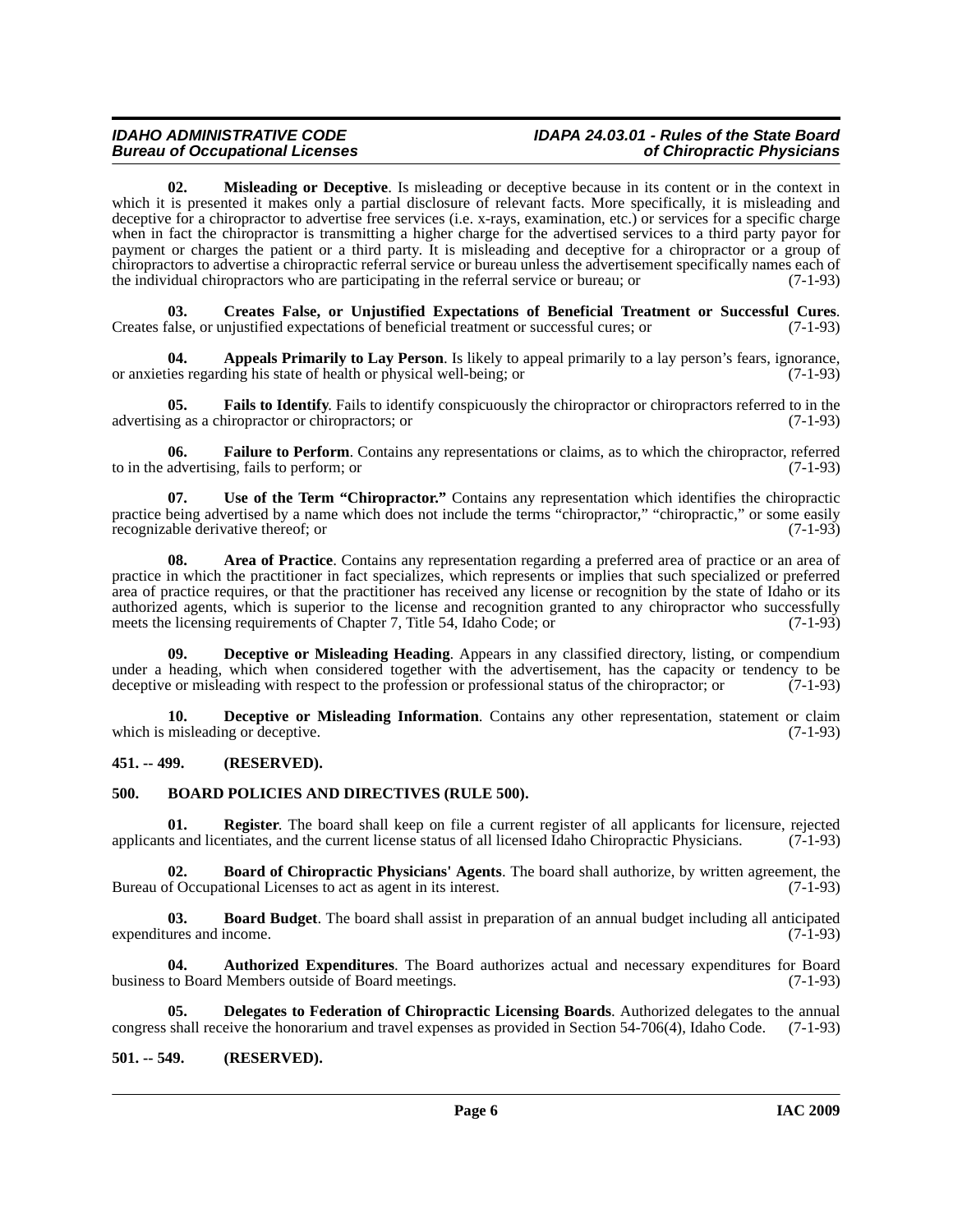**02. Misleading or Deceptive**. Is misleading or deceptive because in its content or in the context in which it is presented it makes only a partial disclosure of relevant facts. More specifically, it is misleading and deceptive for a chiropractor to advertise free services (i.e. x-rays, examination, etc.) or services for a specific charge when in fact the chiropractor is transmitting a higher charge for the advertised services to a third party payor for payment or charges the patient or a third party. It is misleading and deceptive for a chiropractor or a group of chiropractors to advertise a chiropractic referral service or bureau unless the advertisement specifically names each of the individual chiropractors who are participating in the referral service or bureau; or (7-1-93)

**03. Creates False, or Unjustified Expectations of Beneficial Treatment or Successful Cures**. Creates false, or unjustified expectations of beneficial treatment or successful cures; or (7-1-93)

**04. Appeals Primarily to Lay Person**. Is likely to appeal primarily to a lay person's fears, ignorance, or anxieties regarding his state of health or physical well-being; or (7-1-93)

**05. Fails to Identify**. Fails to identify conspicuously the chiropractor or chiropractors referred to in the advertising as a chiropractor or chiropractors; or (7-1-93)

**06. Failure to Perform**. Contains any representations or claims, as to which the chiropractor, referred to in the advertising, fails to perform; or (7-1-93)

**07. Use of the Term "Chiropractor."** Contains any representation which identifies the chiropractic practice being advertised by a name which does not include the terms "chiropractor," "chiropractic," or some easily recognizable derivative thereof; or (7-1-93)

**08. Area of Practice**. Contains any representation regarding a preferred area of practice or an area of practice in which the practitioner in fact specializes, which represents or implies that such specialized or preferred area of practice requires, or that the practitioner has received any license or recognition by the state of Idaho or its authorized agents, which is superior to the license and recognition granted to any chiropractor who successfully meets the licensing requirements of Chapter 7, Title 54, Idaho Code; or (7-1-93)

**09. Deceptive or Misleading Heading**. Appears in any classified directory, listing, or compendium under a heading, which when considered together with the advertisement, has the capacity or tendency to be deceptive or misleading with respect to the profession or professional status of the chiropractor; or (7-1-93)

**10. Deceptive or Misleading Information**. Contains any other representation, statement or claim which is misleading or deceptive. (7-1-93)

## 451. -- 499. (RESERVED).

## 500. BOARD POLICIES AND DIRECTIVES (RULE 500).

**01. Register**. The board shall keep on file a current register of all applicants for licensure, rejected applicants and licentiates, and the current license status of all licensed Idaho Chiropractic Physicians. (7-1-93)

**02. Board of Chiropractic Physicians' Agents**. The board shall authorize, by written agreement, the Bureau of Occupational Licenses to act as agent in its interest. (7-1-93)

**03. Board Budget**. The board shall assist in preparation of an annual budget including all anticipated expenditures and income. (7-1-93)

**04. Authorized Expenditures**. The Board authorizes actual and necessary expenditures for Board business to Board Members outside of Board meetings. (7-1-93)

**05. Delegates to Federation of Chiropractic Licensing Boards**. Authorized delegates to the annual congress shall receive the honorarium and travel expenses as provided in Section 54-706(4), Idaho Code. (7-1-93)

## 501. -- 549. (RESERVED).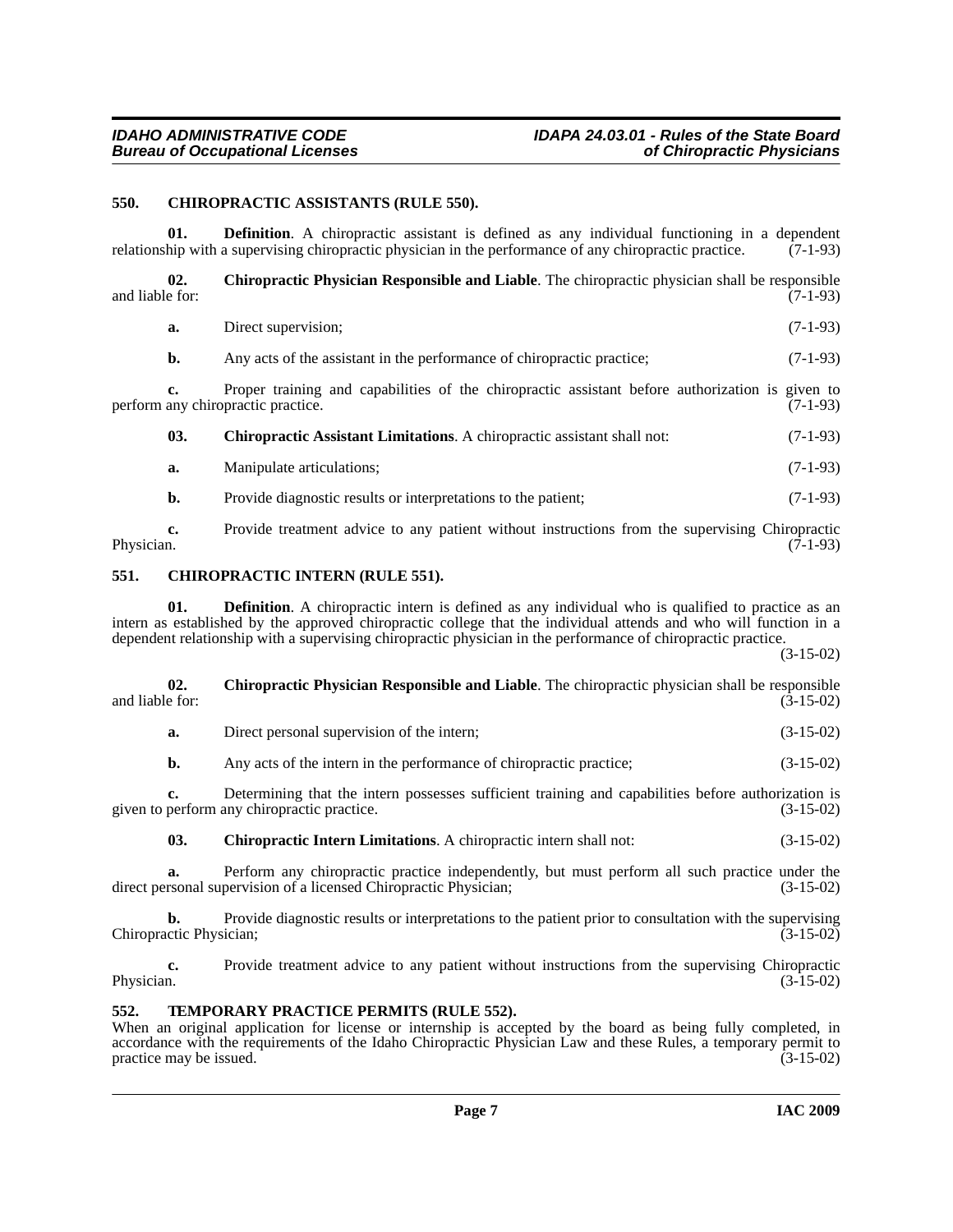## 550. CHIROPRACTIC ASSISTANTS (RULE 550).

**01. Definition**. A chiropractic assistant is defined as any individual functioning in a dependent relationship with a supervising chiropractic physician in the performance of any chiropractic practice. (7-1-93)

**02. Chiropractic Physician Responsible and Liable**. The chiropractic physician shall be responsible and liable for: (7-1-93)

**a.** Direct supervision; (7-1-93)

**b.** Any acts of the assistant in the performance of chiropractic practice; (7-1-93)

**c.** Proper training and capabilities of the chiropractic assistant before authorization is given to perform any chiropractic practice. (7-1-93)

**03. Chiropractic Assistant Limitations**. A chiropractic assistant shall not: (7-1-93)

**a.** Manipulate articulations; (7-1-93)

**b.** Provide diagnostic results or interpretations to the patient; (7-1-93)

**c.** Provide treatment advice to any patient without instructions from the supervising Chiropractic Physician. (7-1-93)

## 551. CHIROPRACTIC INTERN (RULE 551).

**01. Definition**. A chiropractic intern is defined as any individual who is qualified to practice as an intern as established by the approved chiropractic college that the individual attends and who will function in a dependent relationship with a supervising chiropractic physician in the performance of chiropractic practice. (3-15-02)

**02. Chiropractic Physician Responsible and Liable**. The chiropractic physician shall be responsible and liable for: (3-15-02)

**a.** Direct personal supervision of the intern; (3-15-02)

**b.** Any acts of the intern in the performance of chiropractic practice; (3-15-02)

**c.** Determining that the intern possesses sufficient training and capabilities before authorization is given to perform any chiropractic practice. (3-15-02)

**03. Chiropractic Intern Limitations**. A chiropractic intern shall not: (3-15-02)

**a.** Perform any chiropractic practice independently, but must perform all such practice under the direct personal supervision of a licensed Chiropractic Physician; (3-15-02)

**b.** Provide diagnostic results or interpretations to the patient prior to consultation with the supervising Chiropractic Physician; (3-15-02)

**c.** Provide treatment advice to any patient without instructions from the supervising Chiropractic Physician. (3-15-02)

## 552. TEMPORARY PRACTICE PERMITS (RULE 552).

When an original application for license or internship is accepted by the board as being fully completed, in accordance with the requirements of the Idaho Chiropractic Physician Law and these Rules, a temporary permit to practice may be issued. (3-15-02)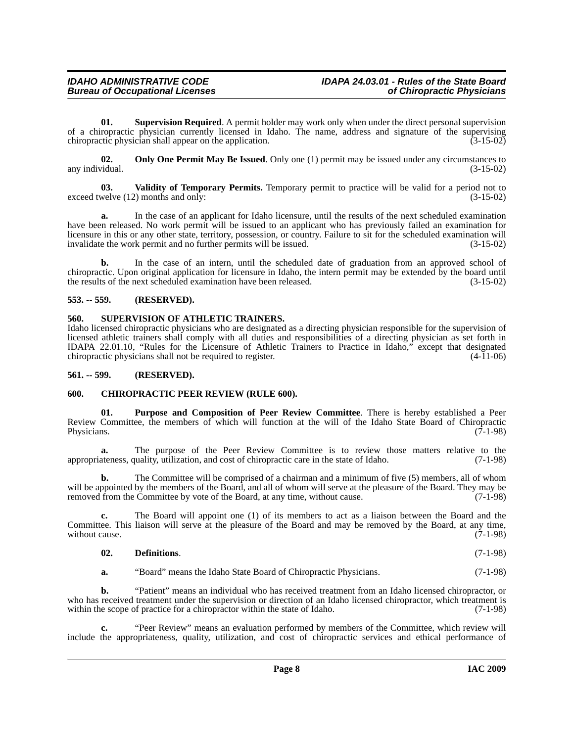**01. Supervision Required**. A permit holder may work only when under the direct personal supervision of a chiropractic physician currently licensed in Idaho. The name, address and signature of the supervising chiropractic physician shall appear on the application. (3-15-02)

**02. Only One Permit May Be Issued**. Only one (1) permit may be issued under any circumstances to any individual. (3-15-02)

**03. Validity of Temporary Permits.** Temporary permit to practice will be valid for a period not to exceed twelve (12) months and only: (3-15-02)

**a.** In the case of an applicant for Idaho licensure, until the results of the next scheduled examination have been released. No work permit will be issued to an applicant who has previously failed an examination for licensure in this or any other state, territory, possession, or country. Failure to sit for the scheduled examination will invalidate the work permit and no further permits will be issued. (3-15-02)

**b.** In the case of an intern, until the scheduled date of graduation from an approved school of chiropractic. Upon original application for licensure in Idaho, the intern permit may be extended by the board until the results of the next scheduled examination have been released. (3-15-02)

## 553. -- 559. (RESERVED).

## 560. SUPERVISION OF ATHLETIC TRAINERS.

Idaho licensed chiropractic physicians who are designated as a directing physician responsible for the supervision of licensed athletic trainers shall comply with all duties and responsibilities of a directing physician as set forth in IDAPA 22.01.10, "Rules for the Licensure of Athletic Trainers to Practice in Idaho," except that designated chiropractic physicians shall not be required to register. (4-11-06)

## 561. -- 599. (RESERVED).

## 600. CHIROPRACTIC PEER REVIEW (RULE 600).

**01. Purpose and Composition of Peer Review Committee**. There is hereby established a Peer Review Committee, the members of which will function at the will of the Idaho State Board of Chiropractic Physicians. (7-1-98)

**a.** The purpose of the Peer Review Committee is to review those matters relative to the appropriateness, quality, utilization, and cost of chiropractic care in the state of Idaho. (7-1-98)

**b.** The Committee will be comprised of a chairman and a minimum of five (5) members, all of whom will be appointed by the members of the Board, and all of whom will serve at the pleasure of the Board. They may be removed from the Committee by vote of the Board, at any time, without cause. (7-1-98)

**c.** The Board will appoint one (1) of its members to act as a liaison between the Board and the Committee. This liaison will serve at the pleasure of the Board and may be removed by the Board, at any time, without cause. (7-1-98)

**02. Definitions**. (7-1-98)

**a.** "Board" means the Idaho State Board of Chiropractic Physicians. (7-1-98)

**b.** "Patient" means an individual who has received treatment from an Idaho licensed chiropractor, or who has received treatment under the supervision or direction of an Idaho licensed chiropractor, which treatment is within the scope of practice for a chiropractor within the state of Idaho. (7-1-98)

**c.** "Peer Review" means an evaluation performed by members of the Committee, which review will include the appropriateness, quality, utilization, and cost of chiropractic services and ethical performance of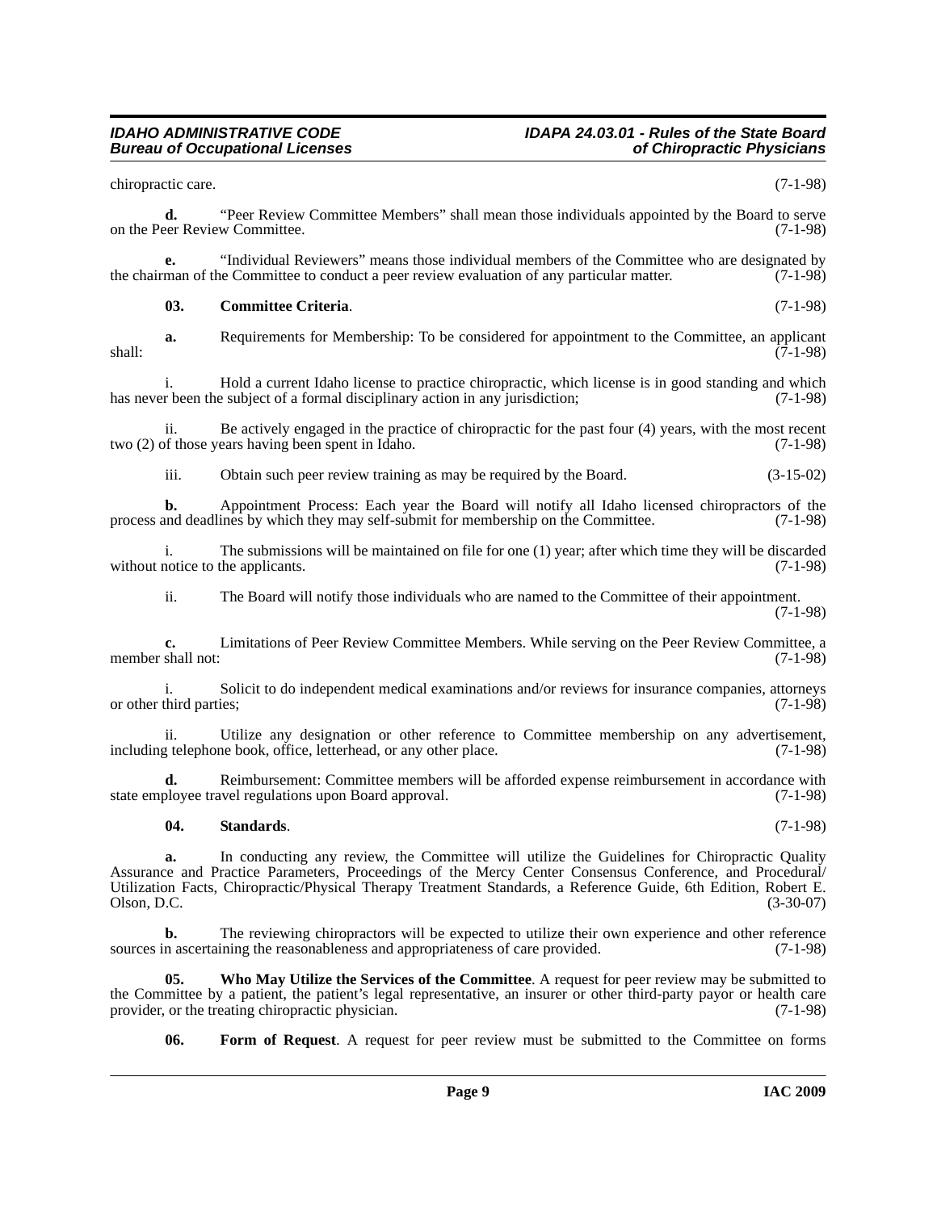chiropractic care. (7-1-98)

**d.** "Peer Review Committee Members" shall mean those individuals appointed by the Board to serve on the Peer Review Committee. (7-1-98)

**e.** "Individual Reviewers" means those individual members of the Committee who are designated by the chairman of the Committee to conduct a peer review evaluation of any particular matter. (7-1-98)

**03. Committee Criteria**. (7-1-98)

**a.** Requirements for Membership: To be considered for appointment to the Committee, an applicant shall: (7-1-98)

i. Hold a current Idaho license to practice chiropractic, which license is in good standing and which has never been the subject of a formal disciplinary action in any jurisdiction; (7-1-98)

ii. Be actively engaged in the practice of chiropractic for the past four (4) years, with the most recent two (2) of those years having been spent in Idaho. (7-1-98)

iii. Obtain such peer review training as may be required by the Board. (3-15-02)

**b.** Appointment Process: Each year the Board will notify all Idaho licensed chiropractors of the process and deadlines by which they may self-submit for membership on the Committee. (7-1-98)

i. The submissions will be maintained on file for one (1) year; after which time they will be discarded without notice to the applicants. (7-1-98)

ii. The Board will notify those individuals who are named to the Committee of their appointment. (7-1-98)

**c.** Limitations of Peer Review Committee Members. While serving on the Peer Review Committee, a member shall not: (7-1-98)

i. Solicit to do independent medical examinations and/or reviews for insurance companies, attorneys or other third parties; (7-1-98)

ii. Utilize any designation or other reference to Committee membership on any advertisement, including telephone book, office, letterhead, or any other place. (7-1-98)

**d.** Reimbursement: Committee members will be afforded expense reimbursement in accordance with state employee travel regulations upon Board approval. (7-1-98)

**04. Standards**. (7-1-98)

**a.** In conducting any review, the Committee will utilize the Guidelines for Chiropractic Quality Assurance and Practice Parameters, Proceedings of the Mercy Center Consensus Conference, and Procedural/Utilization Facts, Chiropractic/Physical Therapy Treatment Standards, a Reference Guide, 6th Edition, Robert E. Olson, D.C. (3-30-07)

**b.** The reviewing chiropractors will be expected to utilize their own experience and other reference sources in ascertaining the reasonableness and appropriateness of care provided. (7-1-98)

**05. Who May Utilize the Services of the Committee**. A request for peer review may be submitted to the Committee by a patient, the patient's legal representative, an insurer or other third-party payor or health care provider, or the treating chiropractic physician. (7-1-98)

**06. Form of Request**. A request for peer review must be submitted to the Committee on forms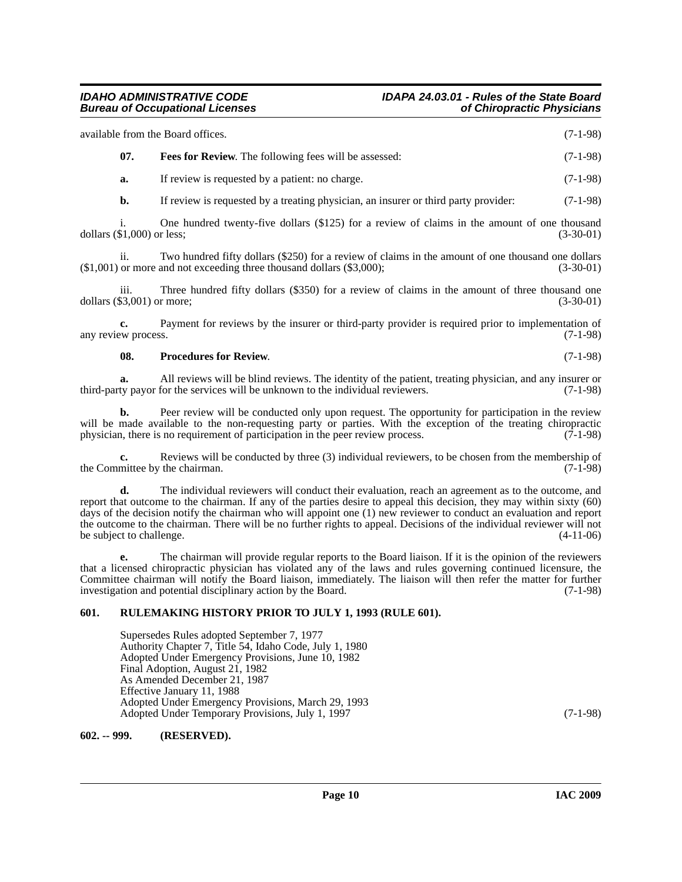available from the Board offices. (7-1-98)

**07. Fees for Review**. The following fees will be assessed: (7-1-98)

**a.** If review is requested by a patient: no charge. (7-1-98)

**b.** If review is requested by a treating physician, an insurer or third party provider: (7-1-98)

i. One hundred twenty-five dollars ($125) for a review of claims in the amount of one thousand dollars ($1,000) or less; (3-30-01)

ii. Two hundred fifty dollars ($250) for a review of claims in the amount of one thousand one dollars ($1,001) or more and not exceeding three thousand dollars ($3,000); (3-30-01)

iii. Three hundred fifty dollars ($350) for a review of claims in the amount of three thousand one dollars ($3,001) or more; (3-30-01)

**c.** Payment for reviews by the insurer or third-party provider is required prior to implementation of any review process. (7-1-98)

**08. Procedures for Review**. (7-1-98)

**a.** All reviews will be blind reviews. The identity of the patient, treating physician, and any insurer or third-party payor for the services will be unknown to the individual reviewers. (7-1-98)

**b.** Peer review will be conducted only upon request. The opportunity for participation in the review will be made available to the non-requesting party or parties. With the exception of the treating chiropractic physician, there is no requirement of participation in the peer review process. (7-1-98)

**c.** Reviews will be conducted by three (3) individual reviewers, to be chosen from the membership of the Committee by the chairman. (7-1-98)

**d.** The individual reviewers will conduct their evaluation, reach an agreement as to the outcome, and report that outcome to the chairman. If any of the parties desire to appeal this decision, they may within sixty (60) days of the decision notify the chairman who will appoint one (1) new reviewer to conduct an evaluation and report the outcome to the chairman. There will be no further rights to appeal. Decisions of the individual reviewer will not be subject to challenge. (4-11-06)

**e.** The chairman will provide regular reports to the Board liaison. If it is the opinion of the reviewers that a licensed chiropractic physician has violated any of the laws and rules governing continued licensure, the Committee chairman will notify the Board liaison, immediately. The liaison will then refer the matter for further investigation and potential disciplinary action by the Board. (7-1-98)

### 601. RULEMAKING HISTORY PRIOR TO JULY 1, 1993 (RULE 601).

Supersedes Rules adopted September 7, 1977
Authority Chapter 7, Title 54, Idaho Code, July 1, 1980
Adopted Under Emergency Provisions, June 10, 1982
Final Adoption, August 21, 1982
As Amended December 21, 1987
Effective January 11, 1988
Adopted Under Emergency Provisions, March 29, 1993
Adopted Under Temporary Provisions, July 1, 1997 (7-1-98)

### 602. -- 999. (RESERVED).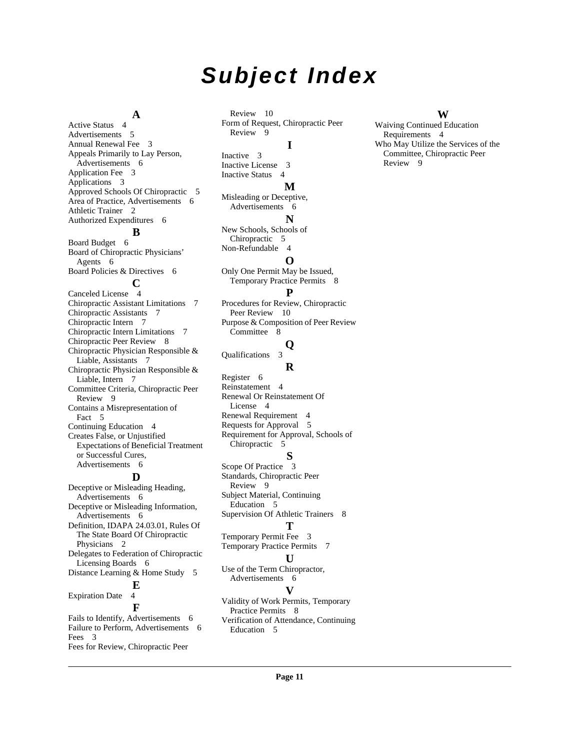# Subject Index

**A**

Active Status 4
Advertisements 5
Annual Renewal Fee 3
Appeals Primarily to Lay Person, Advertisements 6
Application Fee 3
Applications 3
Approved Schools Of Chiropractic 5
Area of Practice, Advertisements 6
Athletic Trainer 2
Authorized Expenditures 6

**B**

Board Budget 6
Board of Chiropractic Physicians' Agents 6
Board Policies & Directives 6

**C**

Canceled License 4
Chiropractic Assistant Limitations 7
Chiropractic Assistants 7
Chiropractic Intern 7
Chiropractic Intern Limitations 7
Chiropractic Peer Review 8
Chiropractic Physician Responsible & Liable, Assistants 7
Chiropractic Physician Responsible & Liable, Intern 7
Committee Criteria, Chiropractic Peer Review 9
Contains a Misrepresentation of Fact 5
Continuing Education 4
Creates False, or Unjustified Expectations of Beneficial Treatment or Successful Cures, Advertisements 6

**D**

Deceptive or Misleading Heading, Advertisements 6
Deceptive or Misleading Information, Advertisements 6
Definition, IDAPA 24.03.01, Rules Of The State Board Of Chiropractic Physicians 2
Delegates to Federation of Chiropractic Licensing Boards 6
Distance Learning & Home Study 5

**E**

Expiration Date 4

**F**

Fails to Identify, Advertisements 6
Failure to Perform, Advertisements 6
Fees 3
Fees for Review, Chiropractic Peer Review 10
Form of Request, Chiropractic Peer Review 9

**I**

Inactive 3
Inactive License 3
Inactive Status 4

**M**

Misleading or Deceptive, Advertisements 6

**N**

New Schools, Schools of Chiropractic 5
Non-Refundable 4

**O**

Only One Permit May be Issued, Temporary Practice Permits 8

**P**

Procedures for Review, Chiropractic Peer Review 10
Purpose & Composition of Peer Review Committee 8

**Q**

Qualifications 3

**R**

Register 6
Reinstatement 4
Renewal Or Reinstatement Of License 4
Renewal Requirement 4
Requests for Approval 5
Requirement for Approval, Schools of Chiropractic 5

**S**

Scope Of Practice 3
Standards, Chiropractic Peer Review 9
Subject Material, Continuing Education 5
Supervision Of Athletic Trainers 8

**T**

Temporary Permit Fee 3
Temporary Practice Permits 7

**U**

Use of the Term Chiropractor, Advertisements 6

**V**

Validity of Work Permits, Temporary Practice Permits 8
Verification of Attendance, Continuing Education 5

**W**

Waiving Continued Education Requirements 4
Who May Utilize the Services of the Committee, Chiropractic Peer Review 9